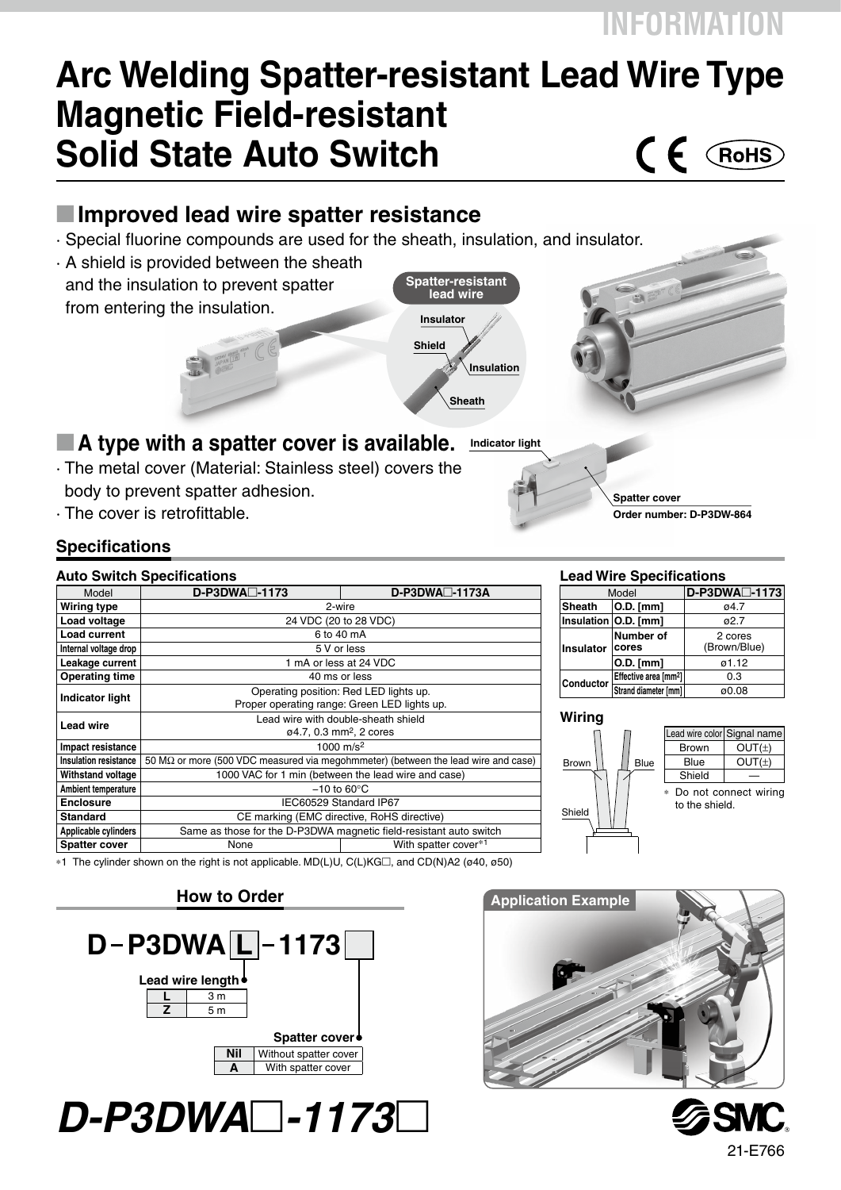# Arc Welding Spatter-resistant Lead Wire Type Magnetic Field-resistant Solid State Auto Switch

CE RoHS

## Improved lead wire spatter resistance

- Special fluorine compounds are used for the sheath, insulation, and insulator.
- A shield is provided between the sheath and the insulation to prevent spatter from entering the insulation.

Spatter-resistant lead wire: Insulator, Shield, Insulation, Sheath

## A type with a spatter cover is available.

- The metal cover (Material: Stainless steel) covers the body to prevent spatter adhesion.
- The cover is retrofittable.

Indicator light

Spatter cover
Order number: D-P3DW-864

## Specifications

### Auto Switch Specifications

| Model | D-P3DWA□-1173 | D-P3DWA□-1173A |
|---|---|---|
| Wiring type | 2-wire | |
| Load voltage | 24 VDC (20 to 28 VDC) | |
| Load current | 6 to 40 mA | |
| Internal voltage drop | 5 V or less | |
| Leakage current | 1 mA or less at 24 VDC | |
| Operating time | 40 ms or less | |
| Indicator light | Operating position: Red LED lights up. Proper operating range: Green LED lights up. | |
| Lead wire | Lead wire with double-sheath shield ø4.7, 0.3 mm², 2 cores | |
| Impact resistance | 1000 m/s² | |
| Insulation resistance | 50 MΩ or more (500 VDC measured via megohmmeter) (between the lead wire and case) | |
| Withstand voltage | 1000 VAC for 1 min (between the lead wire and case) | |
| Ambient temperature | –10 to 60°C | |
| Enclosure | IEC60529 Standard IP67 | |
| Standard | CE marking (EMC directive, RoHS directive) | |
| Applicable cylinders | Same as those for the D-P3DWA magnetic field-resistant auto switch | |
| Spatter cover | None | With spatter cover*1 |

*1 The cylinder shown on the right is not applicable. MD(L)U, C(L)KG□, and CD(N)A2 (ø40, ø50)

### Lead Wire Specifications

| Model | | D-P3DWA□-1173 |
|---|---|---|
| Sheath | O.D. [mm] | ø4.7 |
| Insulation | O.D. [mm] | ø2.7 |
| Insulator | Number of cores | 2 cores (Brown/Blue) |
| | O.D. [mm] | ø1.12 |
| Conductor | Effective area [mm²] | 0.3 |
| | Strand diameter [mm] | ø0.08 |

### Wiring

Brown, Blue, Shield

| Lead wire color | Signal name |
|---|---|
| Brown | OUT(±) |
| Blue | OUT(±) |
| Shield | — |

* Do not connect wiring to the shield.

## How to Order

D－P3DWA [L]－1173 [ ]

Lead wire length

| | |
|---|---|
| L | 3 m |
| Z | 5 m |

Spatter cover

| | |
|---|---|
| Nil | Without spatter cover |
| A | With spatter cover |

## Application Example

# D-P3DWA□-1173□

21-E766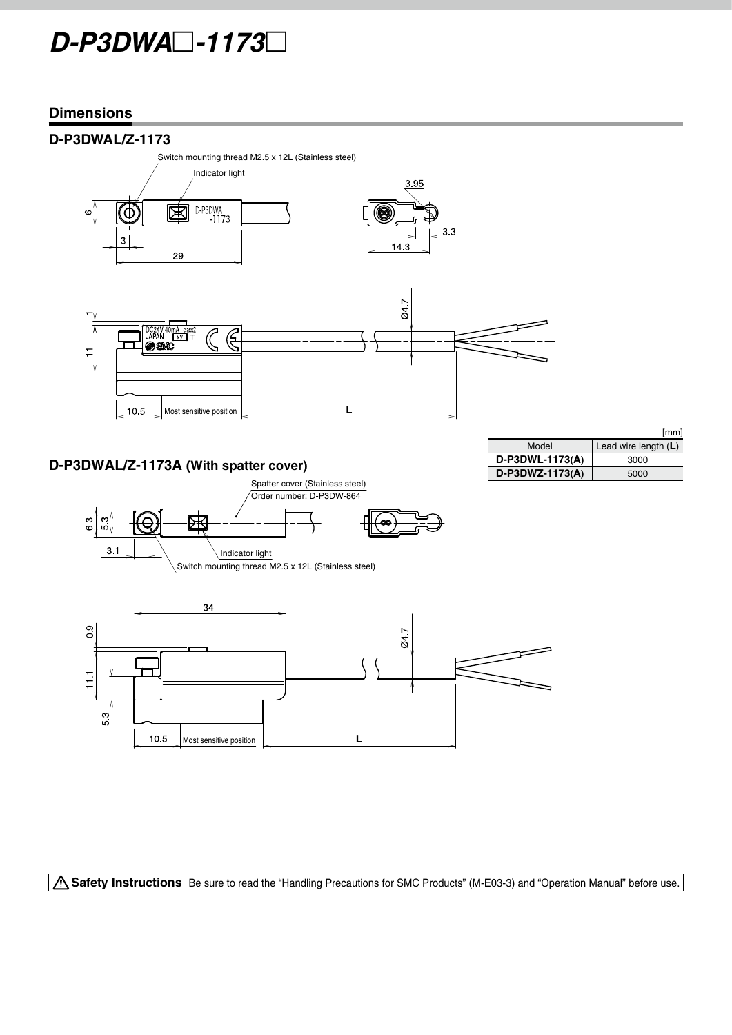# D-P3DWA□-1173□

## Dimensions

### D-P3DWAL/Z-1173

Switch mounting thread M2.5 x 12L (Stainless steel)

Indicator light

D-P3DWA -1173

6

3

29

3.95

3.3

14.3

1

11

DC24V 40mA class2 JAPAN

Ø4.7

10.5

Most sensitive position

L

[mm]

| Model | Lead wire length (L) |
|---|---|
| D-P3DWL-1173(A) | 3000 |
| D-P3DWZ-1173(A) | 5000 |

### D-P3DWAL/Z-1173A (With spatter cover)

Spatter cover (Stainless steel)
Order number: D-P3DW-864

6.3

5.3

3.1

Indicator light

Switch mounting thread M2.5 x 12L (Stainless steel)

34

0.9

11.1

5.3

Ø4.7

10.5

Most sensitive position

L

**⚠ Safety Instructions** Be sure to read the “Handling Precautions for SMC Products” (M-E03-3) and “Operation Manual” before use.